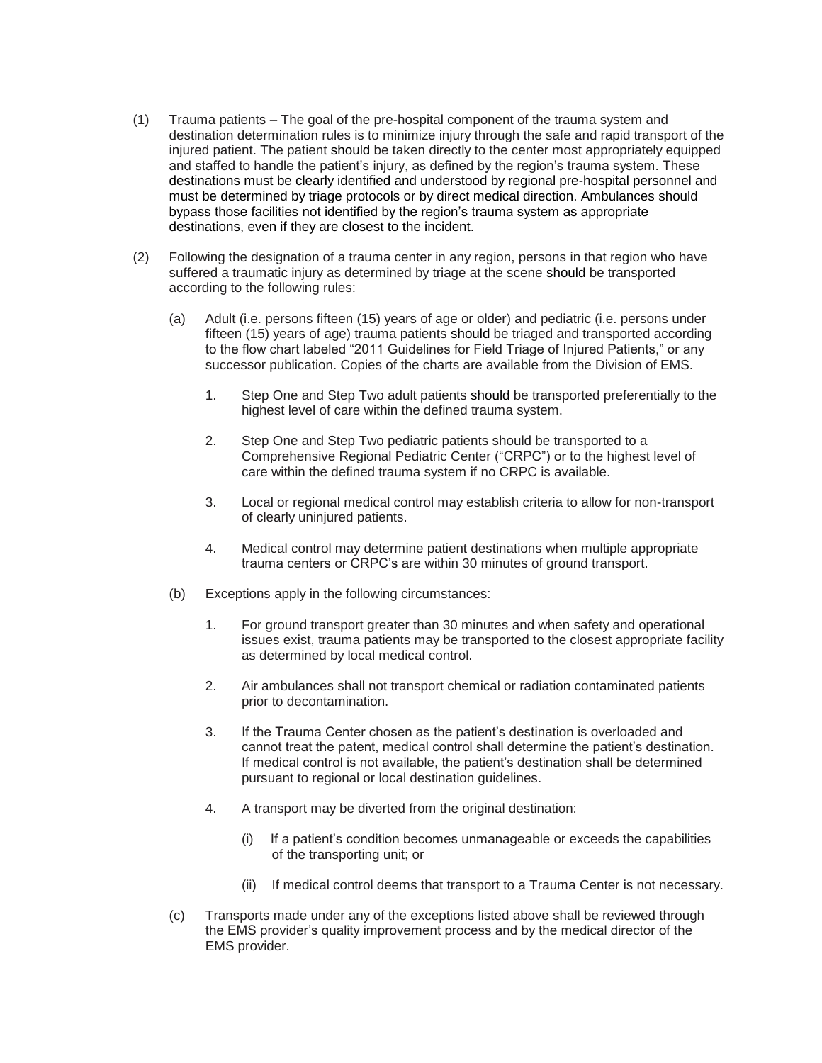(1) Trauma patients – The goal of the pre-hospital component of the trauma system and destination determination rules is to minimize injury through the safe and rapid transport of the injured patient. The patient should be taken directly to the center most appropriately equipped and staffed to handle the patient's injury, as defined by the region's trauma system. These destinations must be clearly identified and understood by regional pre-hospital personnel and must be determined by triage protocols or by direct medical direction. Ambulances should bypass those facilities not identified by the region's trauma system as appropriate destinations, even if they are closest to the incident.

(2) Following the designation of a trauma center in any region, persons in that region who have suffered a traumatic injury as determined by triage at the scene should be transported according to the following rules:

(a) Adult (i.e. persons fifteen (15) years of age or older) and pediatric (i.e. persons under fifteen (15) years of age) trauma patients should be triaged and transported according to the flow chart labeled "2011 Guidelines for Field Triage of Injured Patients," or any successor publication. Copies of the charts are available from the Division of EMS.

1. Step One and Step Two adult patients should be transported preferentially to the highest level of care within the defined trauma system.

2. Step One and Step Two pediatric patients should be transported to a Comprehensive Regional Pediatric Center ("CRPC") or to the highest level of care within the defined trauma system if no CRPC is available.

3. Local or regional medical control may establish criteria to allow for non-transport of clearly uninjured patients.

4. Medical control may determine patient destinations when multiple appropriate trauma centers or CRPC's are within 30 minutes of ground transport.

(b) Exceptions apply in the following circumstances:

1. For ground transport greater than 30 minutes and when safety and operational issues exist, trauma patients may be transported to the closest appropriate facility as determined by local medical control.

2. Air ambulances shall not transport chemical or radiation contaminated patients prior to decontamination.

3. If the Trauma Center chosen as the patient's destination is overloaded and cannot treat the patent, medical control shall determine the patient's destination. If medical control is not available, the patient's destination shall be determined pursuant to regional or local destination guidelines.

4. A transport may be diverted from the original destination:

(i) If a patient's condition becomes unmanageable or exceeds the capabilities of the transporting unit; or

(ii) If medical control deems that transport to a Trauma Center is not necessary.

(c) Transports made under any of the exceptions listed above shall be reviewed through the EMS provider's quality improvement process and by the medical director of the EMS provider.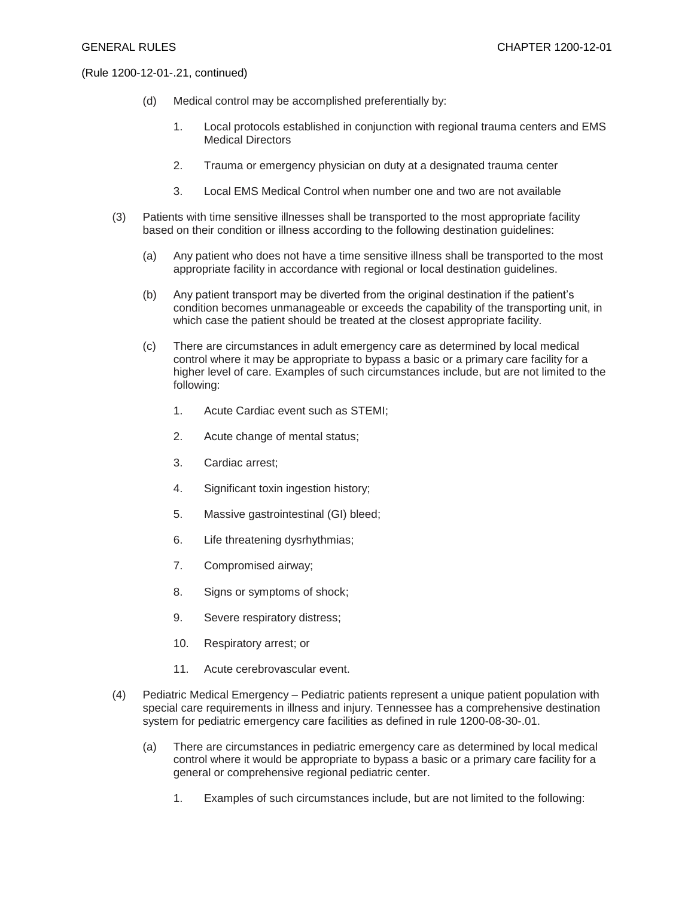(Rule 1200-12-01-.21, continued)

(d) Medical control may be accomplished preferentially by:

1. Local protocols established in conjunction with regional trauma centers and EMS Medical Directors

2. Trauma or emergency physician on duty at a designated trauma center

3. Local EMS Medical Control when number one and two are not available

(3) Patients with time sensitive illnesses shall be transported to the most appropriate facility based on their condition or illness according to the following destination guidelines:

(a) Any patient who does not have a time sensitive illness shall be transported to the most appropriate facility in accordance with regional or local destination guidelines.

(b) Any patient transport may be diverted from the original destination if the patient's condition becomes unmanageable or exceeds the capability of the transporting unit, in which case the patient should be treated at the closest appropriate facility.

(c) There are circumstances in adult emergency care as determined by local medical control where it may be appropriate to bypass a basic or a primary care facility for a higher level of care. Examples of such circumstances include, but are not limited to the following:

1. Acute Cardiac event such as STEMI;

2. Acute change of mental status;

3. Cardiac arrest;

4. Significant toxin ingestion history;

5. Massive gastrointestinal (GI) bleed;

6. Life threatening dysrhythmias;

7. Compromised airway;

8. Signs or symptoms of shock;

9. Severe respiratory distress;

10. Respiratory arrest; or

11. Acute cerebrovascular event.

(4) Pediatric Medical Emergency – Pediatric patients represent a unique patient population with special care requirements in illness and injury. Tennessee has a comprehensive destination system for pediatric emergency care facilities as defined in rule 1200-08-30-.01.

(a) There are circumstances in pediatric emergency care as determined by local medical control where it would be appropriate to bypass a basic or a primary care facility for a general or comprehensive regional pediatric center.

1. Examples of such circumstances include, but are not limited to the following: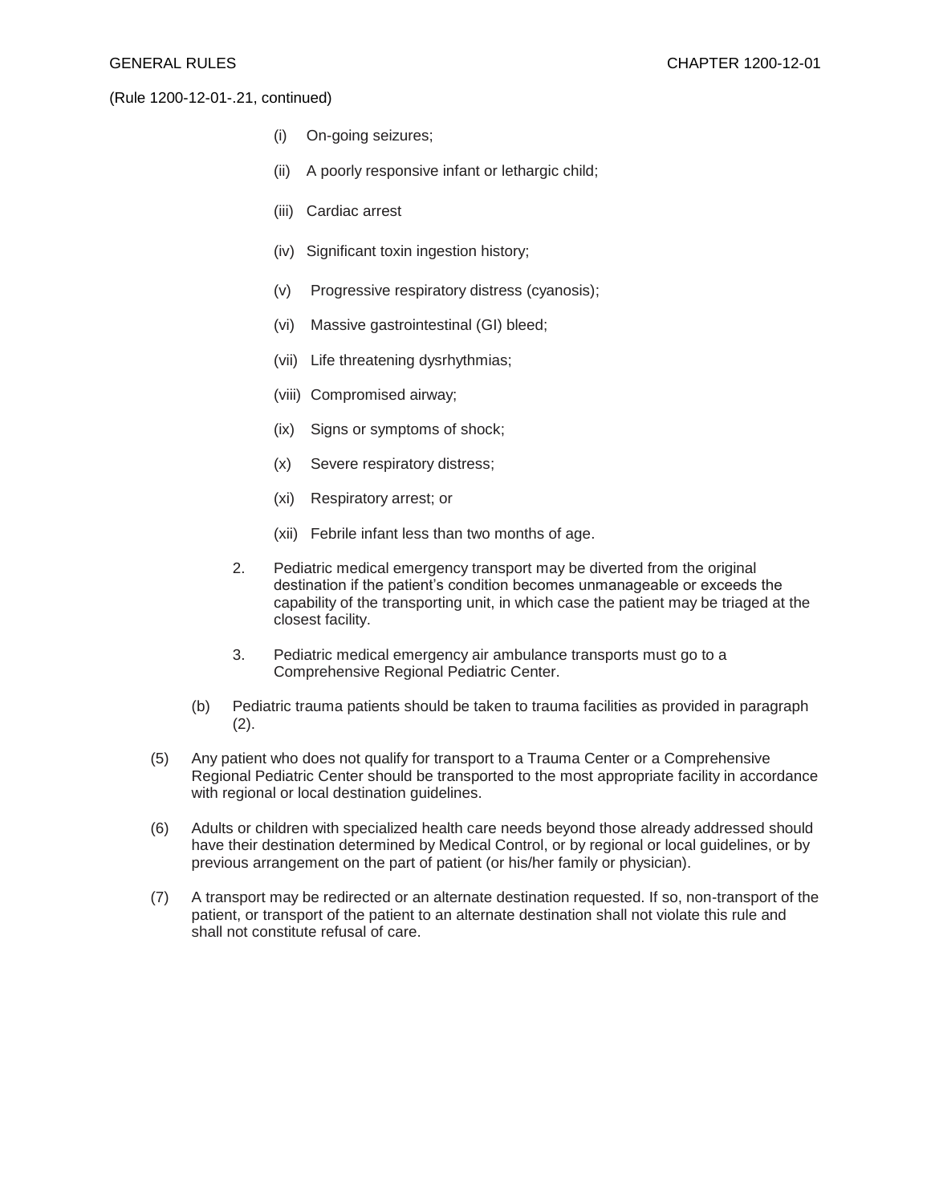(Rule 1200-12-01-.21, continued)

(i) On-going seizures;

(ii) A poorly responsive infant or lethargic child;

(iii) Cardiac arrest

(iv) Significant toxin ingestion history;

(v) Progressive respiratory distress (cyanosis);

(vi) Massive gastrointestinal (GI) bleed;

(vii) Life threatening dysrhythmias;

(viii) Compromised airway;

(ix) Signs or symptoms of shock;

(x) Severe respiratory distress;

(xi) Respiratory arrest; or

(xii) Febrile infant less than two months of age.

2. Pediatric medical emergency transport may be diverted from the original destination if the patient's condition becomes unmanageable or exceeds the capability of the transporting unit, in which case the patient may be triaged at the closest facility.

3. Pediatric medical emergency air ambulance transports must go to a Comprehensive Regional Pediatric Center.

(b) Pediatric trauma patients should be taken to trauma facilities as provided in paragraph (2).

(5) Any patient who does not qualify for transport to a Trauma Center or a Comprehensive Regional Pediatric Center should be transported to the most appropriate facility in accordance with regional or local destination guidelines.

(6) Adults or children with specialized health care needs beyond those already addressed should have their destination determined by Medical Control, or by regional or local guidelines, or by previous arrangement on the part of patient (or his/her family or physician).

(7) A transport may be redirected or an alternate destination requested. If so, non-transport of the patient, or transport of the patient to an alternate destination shall not violate this rule and shall not constitute refusal of care.